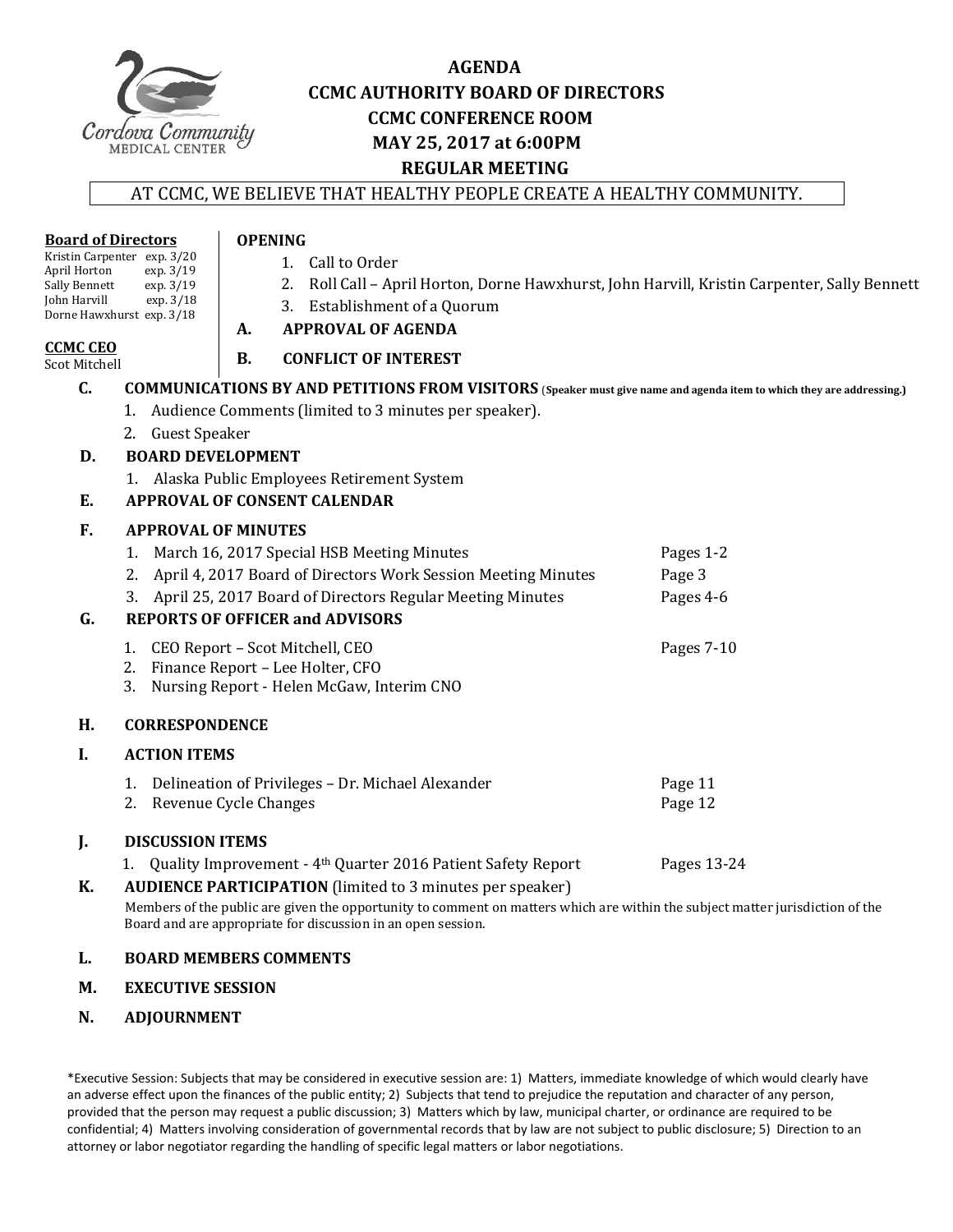Cordova Community MEDICAL CENTER

# AGENDA
# CCMC AUTHORITY BOARD OF DIRECTORS
## CCMC CONFERENCE ROOM
## MAY 25, 2017 at 6:00PM
## REGULAR MEETING

AT CCMC, WE BELIEVE THAT HEALTHY PEOPLE CREATE A HEALTHY COMMUNITY.

**Board of Directors**
Kristin Carpenter exp. 3/20
April Horton exp. 3/19
Sally Bennett exp. 3/19
John Harvill exp. 3/18
Dorne Hawxhurst exp. 3/18

**CCMC CEO**
Scot Mitchell

**OPENING**

1. Call to Order
2. Roll Call – April Horton, Dorne Hawxhurst, John Harvill, Kristin Carpenter, Sally Bennett
3. Establishment of a Quorum

**A. APPROVAL OF AGENDA**

**B. CONFLICT OF INTEREST**

**C. COMMUNICATIONS BY AND PETITIONS FROM VISITORS** (**Speaker must give name and agenda item to which they are addressing.**)

1. Audience Comments (limited to 3 minutes per speaker).
2. Guest Speaker

**D. BOARD DEVELOPMENT**

1. Alaska Public Employees Retirement System

**E. APPROVAL OF CONSENT CALENDAR**

**F. APPROVAL OF MINUTES**

1. March 16, 2017 Special HSB Meeting Minutes — Pages 1-2
2. April 4, 2017 Board of Directors Work Session Meeting Minutes — Page 3
3. April 25, 2017 Board of Directors Regular Meeting Minutes — Pages 4-6

**G. REPORTS OF OFFICER and ADVISORS**

1. CEO Report – Scot Mitchell, CEO — Pages 7-10
2. Finance Report – Lee Holter, CFO
3. Nursing Report - Helen McGaw, Interim CNO

**H. CORRESPONDENCE**

**I. ACTION ITEMS**

1. Delineation of Privileges – Dr. Michael Alexander — Page 11
2. Revenue Cycle Changes — Page 12

**J. DISCUSSION ITEMS**

1. Quality Improvement - 4th Quarter 2016 Patient Safety Report — Pages 13-24

**K. AUDIENCE PARTICIPATION** (limited to 3 minutes per speaker)

Members of the public are given the opportunity to comment on matters which are within the subject matter jurisdiction of the Board and are appropriate for discussion in an open session.

**L. BOARD MEMBERS COMMENTS**

**M. EXECUTIVE SESSION**

**N. ADJOURNMENT**

*Executive Session: Subjects that may be considered in executive session are: 1) Matters, immediate knowledge of which would clearly have an adverse effect upon the finances of the public entity; 2) Subjects that tend to prejudice the reputation and character of any person, provided that the person may request a public discussion; 3) Matters which by law, municipal charter, or ordinance are required to be confidential; 4) Matters involving consideration of governmental records that by law are not subject to public disclosure; 5) Direction to an attorney or labor negotiator regarding the handling of specific legal matters or labor negotiations.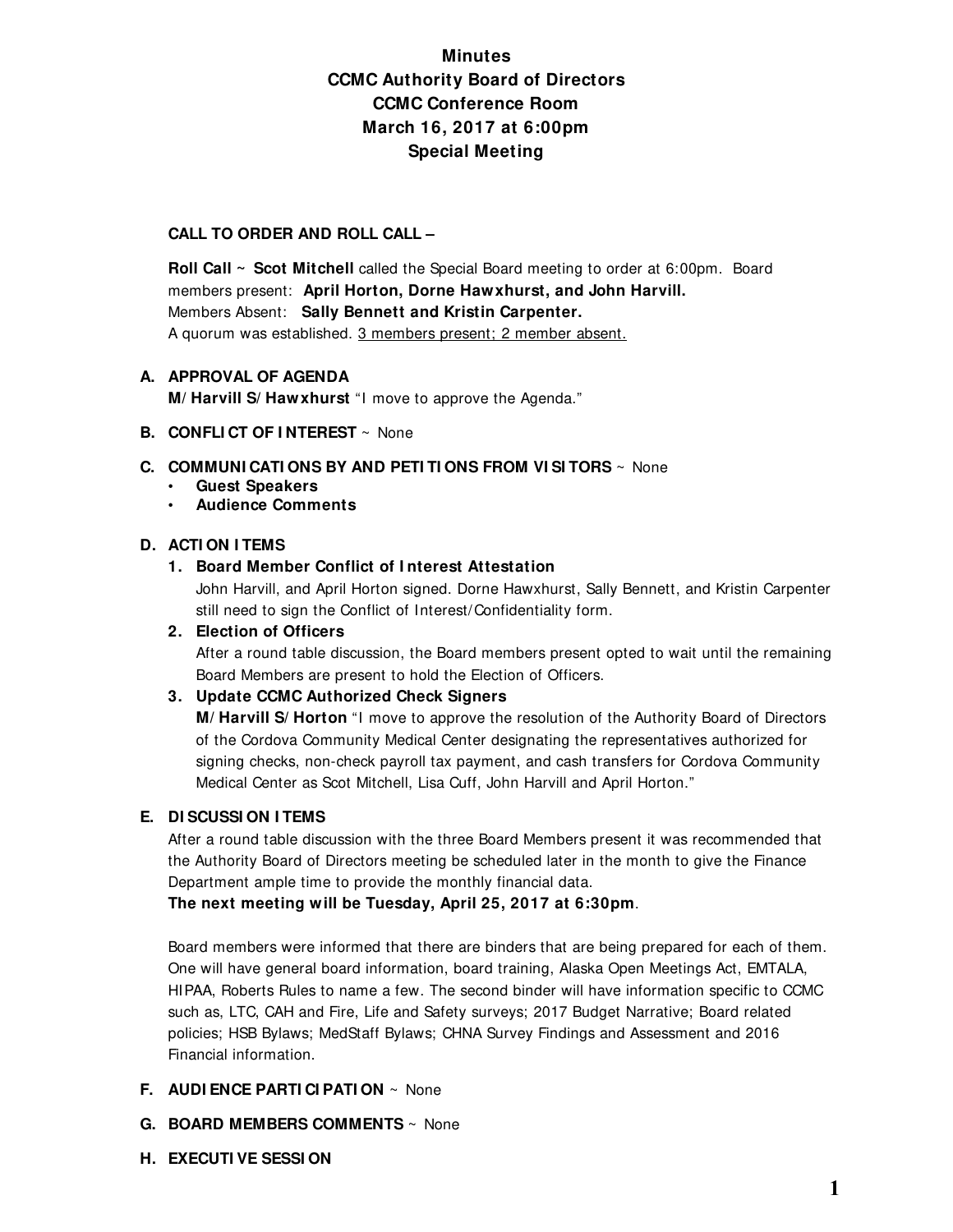**Minutes**
**CCMC Authority Board of Directors**
**CCMC Conference Room**
**March 16, 2017 at 6:00pm**
**Special Meeting**

**CALL TO ORDER AND ROLL CALL –**

**Roll Call ~ Scot Mitchell** called the Special Board meeting to order at 6:00pm. Board members present: **April Horton, Dorne Hawxhurst, and John Harvill.**
Members Absent: **Sally Bennett and Kristin Carpenter.**
A quorum was established. 3 members present; 2 member absent.

**A. APPROVAL OF AGENDA**
**M/Harvill S/Hawxhurst** "I move to approve the Agenda."

**B. CONFLICT OF INTEREST** ~ None

**C. COMMUNICATIONS BY AND PETITIONS FROM VISITORS** ~ None
- **Guest Speakers**
- **Audience Comments**

**D. ACTION ITEMS**

1. **Board Member Conflict of Interest Attestation**
   John Harvill, and April Horton signed. Dorne Hawxhurst, Sally Bennett, and Kristin Carpenter still need to sign the Conflict of Interest/Confidentiality form.
2. **Election of Officers**
   After a round table discussion, the Board members present opted to wait until the remaining Board Members are present to hold the Election of Officers.
3. **Update CCMC Authorized Check Signers**
   **M/Harvill S/Horton** "I move to approve the resolution of the Authority Board of Directors of the Cordova Community Medical Center designating the representatives authorized for signing checks, non-check payroll tax payment, and cash transfers for Cordova Community Medical Center as Scot Mitchell, Lisa Cuff, John Harvill and April Horton."

**E. DISCUSSION ITEMS**
After a round table discussion with the three Board Members present it was recommended that the Authority Board of Directors meeting be scheduled later in the month to give the Finance Department ample time to provide the monthly financial data.
**The next meeting will be Tuesday, April 25, 2017 at 6:30pm**.

Board members were informed that there are binders that are being prepared for each of them. One will have general board information, board training, Alaska Open Meetings Act, EMTALA, HIPAA, Roberts Rules to name a few. The second binder will have information specific to CCMC such as, LTC, CAH and Fire, Life and Safety surveys; 2017 Budget Narrative; Board related policies; HSB Bylaws; MedStaff Bylaws; CHNA Survey Findings and Assessment and 2016 Financial information.

**F. AUDIENCE PARTICIPATION** ~ None

**G. BOARD MEMBERS COMMENTS** ~ None

**H. EXECUTIVE SESSION**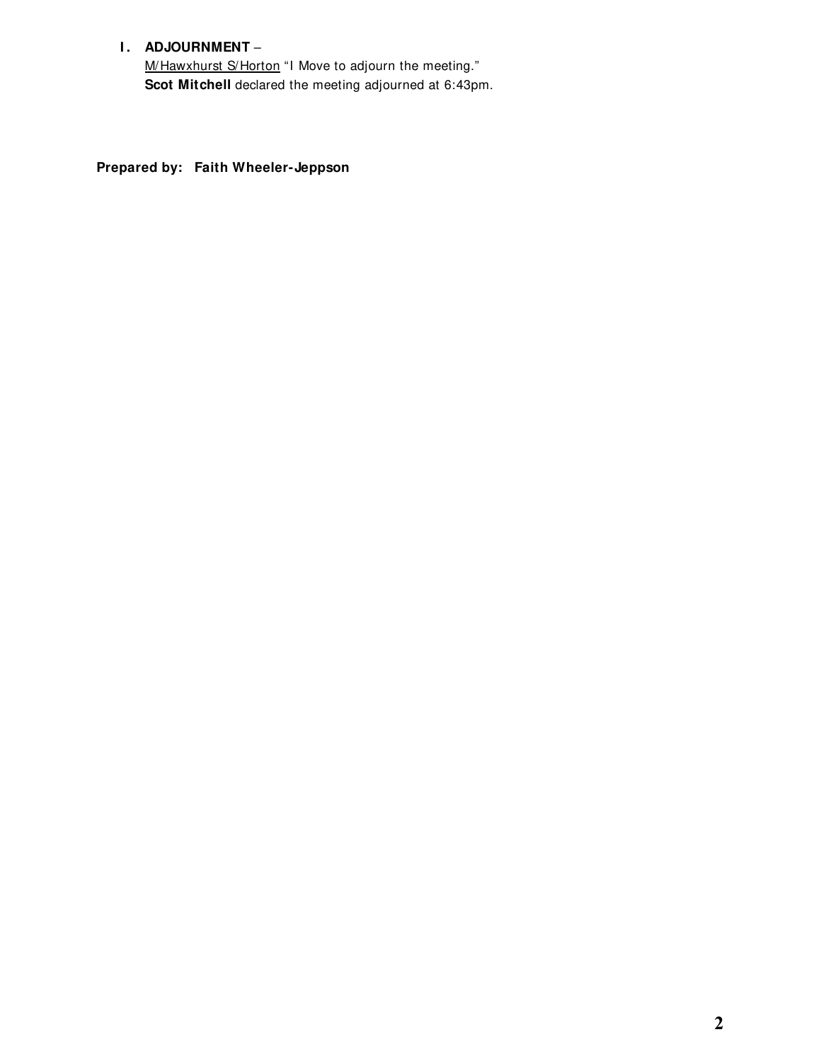**I. ADJOURNMENT** –

<u>M/Hawxhurst S/Horton</u> "I Move to adjourn the meeting."

**Scot Mitchell** declared the meeting adjourned at 6:43pm.

**Prepared by: Faith Wheeler-Jeppson**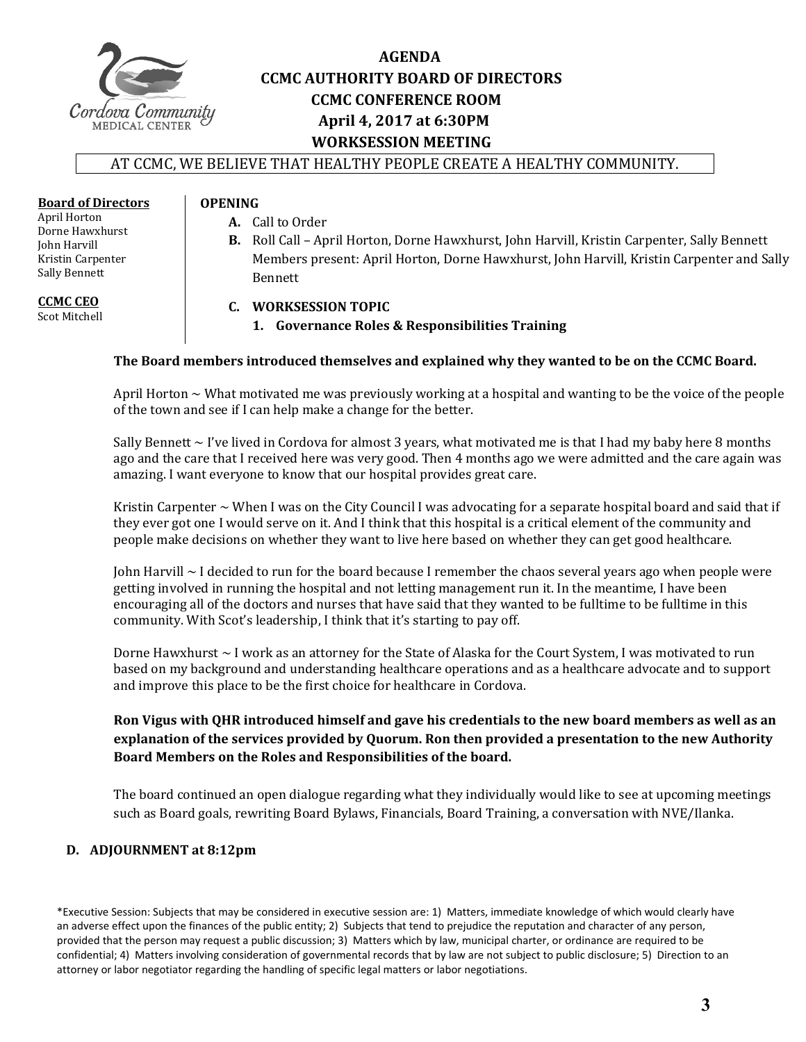# AGENDA
# CCMC AUTHORITY BOARD OF DIRECTORS
# CCMC CONFERENCE ROOM
# April 4, 2017 at 6:30PM
# WORKSESSION MEETING

AT CCMC, WE BELIEVE THAT HEALTHY PEOPLE CREATE A HEALTHY COMMUNITY.

**Board of Directors**
April Horton
Dorne Hawxhurst
John Harvill
Kristin Carpenter
Sally Bennett

**CCMC CEO**
Scot Mitchell

**OPENING**

**A.** Call to Order

**B.** Roll Call – April Horton, Dorne Hawxhurst, John Harvill, Kristin Carpenter, Sally Bennett
Members present: April Horton, Dorne Hawxhurst, John Harvill, Kristin Carpenter and Sally Bennett

**C. WORKSESSION TOPIC**

**1. Governance Roles & Responsibilities Training**

**The Board members introduced themselves and explained why they wanted to be on the CCMC Board.**

April Horton ~ What motivated me was previously working at a hospital and wanting to be the voice of the people of the town and see if I can help make a change for the better.

Sally Bennett ~ I've lived in Cordova for almost 3 years, what motivated me is that I had my baby here 8 months ago and the care that I received here was very good. Then 4 months ago we were admitted and the care again was amazing. I want everyone to know that our hospital provides great care.

Kristin Carpenter ~ When I was on the City Council I was advocating for a separate hospital board and said that if they ever got one I would serve on it. And I think that this hospital is a critical element of the community and people make decisions on whether they want to live here based on whether they can get good healthcare.

John Harvill ~ I decided to run for the board because I remember the chaos several years ago when people were getting involved in running the hospital and not letting management run it. In the meantime, I have been encouraging all of the doctors and nurses that have said that they wanted to be fulltime to be fulltime in this community. With Scot's leadership, I think that it's starting to pay off.

Dorne Hawxhurst ~ I work as an attorney for the State of Alaska for the Court System, I was motivated to run based on my background and understanding healthcare operations and as a healthcare advocate and to support and improve this place to be the first choice for healthcare in Cordova.

**Ron Vigus with QHR introduced himself and gave his credentials to the new board members as well as an explanation of the services provided by Quorum. Ron then provided a presentation to the new Authority Board Members on the Roles and Responsibilities of the board.**

The board continued an open dialogue regarding what they individually would like to see at upcoming meetings such as Board goals, rewriting Board Bylaws, Financials, Board Training, a conversation with NVE/Ilanka.

**D. ADJOURNMENT at 8:12pm**

*Executive Session: Subjects that may be considered in executive session are: 1) Matters, immediate knowledge of which would clearly have an adverse effect upon the finances of the public entity; 2) Subjects that tend to prejudice the reputation and character of any person, provided that the person may request a public discussion; 3) Matters which by law, municipal charter, or ordinance are required to be confidential; 4) Matters involving consideration of governmental records that by law are not subject to public disclosure; 5) Direction to an attorney or labor negotiator regarding the handling of specific legal matters or labor negotiations.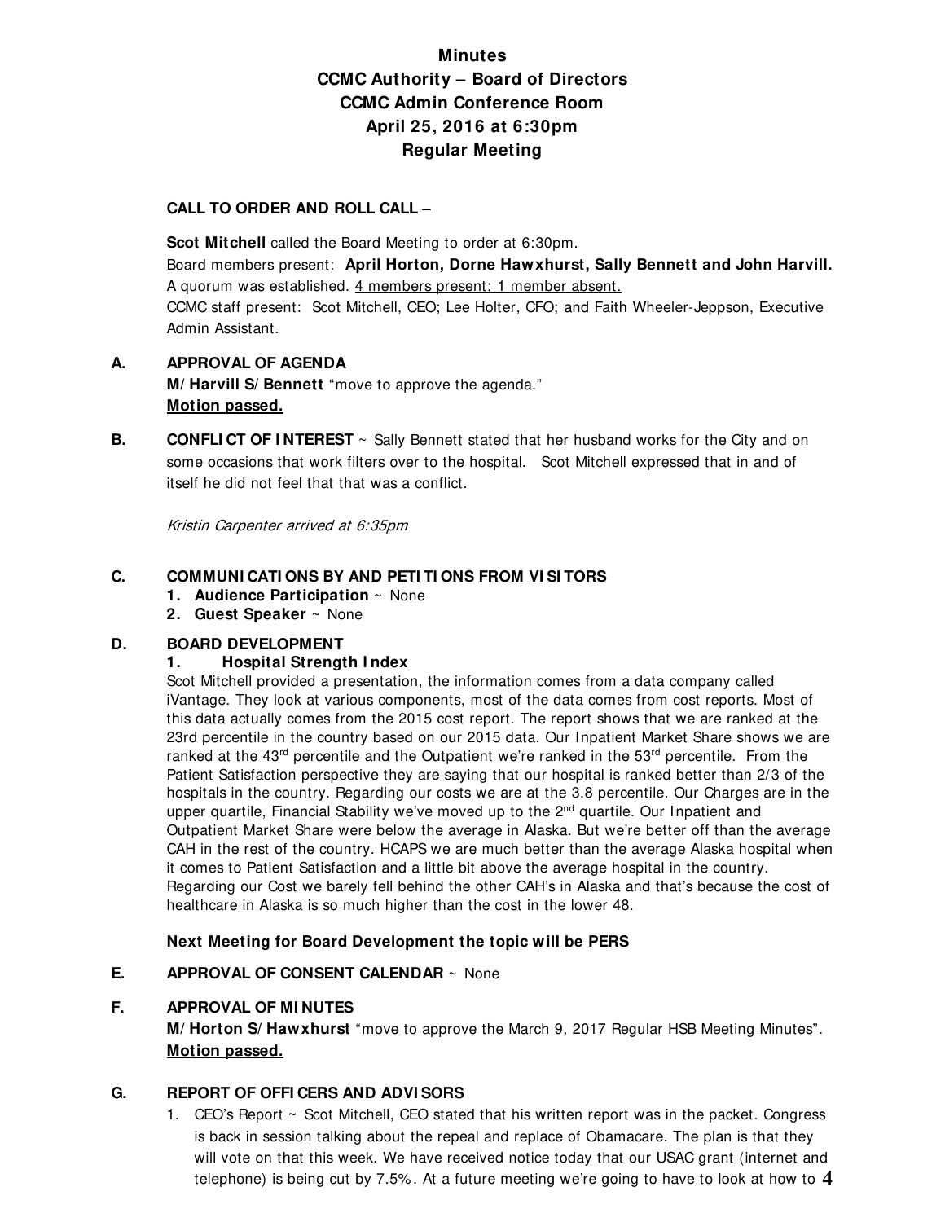**Minutes**
**CCMC Authority – Board of Directors**
**CCMC Admin Conference Room**
**April 25, 2016 at 6:30pm**
**Regular Meeting**

**CALL TO ORDER AND ROLL CALL –**

**Scot Mitchell** called the Board Meeting to order at 6:30pm.
Board members present: **April Horton, Dorne Hawxhurst, Sally Bennett and John Harvill.**
A quorum was established. 4 members present; 1 member absent.
CCMC staff present: Scot Mitchell, CEO; Lee Holter, CFO; and Faith Wheeler-Jeppson, Executive Admin Assistant.

**A. APPROVAL OF AGENDA**
**M/Harvill S/Bennett** "move to approve the agenda."
**Motion passed.**

**B. CONFLICT OF INTEREST** ~ Sally Bennett stated that her husband works for the City and on some occasions that work filters over to the hospital. Scot Mitchell expressed that in and of itself he did not feel that that was a conflict.

*Kristin Carpenter arrived at 6:35pm*

**C. COMMUNICATIONS BY AND PETITIONS FROM VISITORS**
1. **Audience Participation** ~ None
2. **Guest Speaker** ~ None

**D. BOARD DEVELOPMENT**
**1. Hospital Strength Index**
Scot Mitchell provided a presentation, the information comes from a data company called iVantage. They look at various components, most of the data comes from cost reports. Most of this data actually comes from the 2015 cost report. The report shows that we are ranked at the 23rd percentile in the country based on our 2015 data. Our Inpatient Market Share shows we are ranked at the 43rd percentile and the Outpatient we're ranked in the 53rd percentile. From the Patient Satisfaction perspective they are saying that our hospital is ranked better than 2/3 of the hospitals in the country. Regarding our costs we are at the 3.8 percentile. Our Charges are in the upper quartile, Financial Stability we've moved up to the 2nd quartile. Our Inpatient and Outpatient Market Share were below the average in Alaska. But we're better off than the average CAH in the rest of the country. HCAPS we are much better than the average Alaska hospital when it comes to Patient Satisfaction and a little bit above the average hospital in the country. Regarding our Cost we barely fell behind the other CAH's in Alaska and that's because the cost of healthcare in Alaska is so much higher than the cost in the lower 48.

**Next Meeting for Board Development the topic will be PERS**

**E. APPROVAL OF CONSENT CALENDAR** ~ None

**F. APPROVAL OF MINUTES**
**M/Horton S/Hawxhurst** "move to approve the March 9, 2017 Regular HSB Meeting Minutes".
**Motion passed.**

**G. REPORT OF OFFICERS AND ADVISORS**
1. CEO's Report ~ Scot Mitchell, CEO stated that his written report was in the packet. Congress is back in session talking about the repeal and replace of Obamacare. The plan is that they will vote on that this week. We have received notice today that our USAC grant (internet and telephone) is being cut by 7.5%. At a future meeting we're going to have to look at how to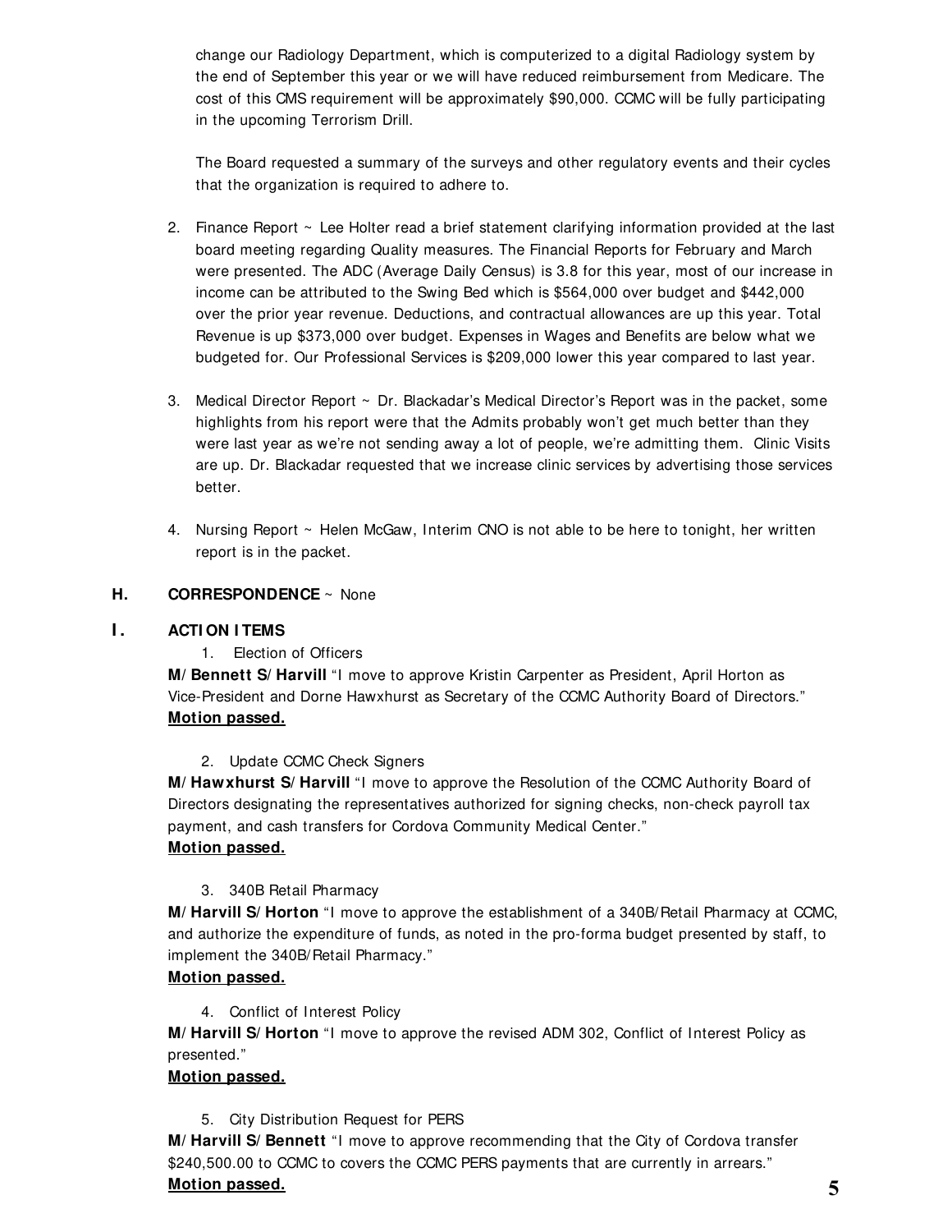change our Radiology Department, which is computerized to a digital Radiology system by the end of September this year or we will have reduced reimbursement from Medicare. The cost of this CMS requirement will be approximately $90,000. CCMC will be fully participating in the upcoming Terrorism Drill.

The Board requested a summary of the surveys and other regulatory events and their cycles that the organization is required to adhere to.

2. Finance Report ~ Lee Holter read a brief statement clarifying information provided at the last board meeting regarding Quality measures. The Financial Reports for February and March were presented. The ADC (Average Daily Census) is 3.8 for this year, most of our increase in income can be attributed to the Swing Bed which is $564,000 over budget and $442,000 over the prior year revenue. Deductions, and contractual allowances are up this year. Total Revenue is up $373,000 over budget. Expenses in Wages and Benefits are below what we budgeted for. Our Professional Services is $209,000 lower this year compared to last year.

3. Medical Director Report ~ Dr. Blackadar's Medical Director's Report was in the packet, some highlights from his report were that the Admits probably won't get much better than they were last year as we're not sending away a lot of people, we're admitting them. Clinic Visits are up. Dr. Blackadar requested that we increase clinic services by advertising those services better.

4. Nursing Report ~ Helen McGaw, Interim CNO is not able to be here to tonight, her written report is in the packet.

**H. CORRESPONDENCE** ~ None

**I. ACTION ITEMS**

1. Election of Officers

**M/Bennett S/Harvill** "I move to approve Kristin Carpenter as President, April Horton as Vice-President and Dorne Hawxhurst as Secretary of the CCMC Authority Board of Directors."
**Motion passed.**

2. Update CCMC Check Signers

**M/Hawxhurst S/Harvill** "I move to approve the Resolution of the CCMC Authority Board of Directors designating the representatives authorized for signing checks, non-check payroll tax payment, and cash transfers for Cordova Community Medical Center."
**Motion passed.**

3. 340B Retail Pharmacy

**M/Harvill S/Horton** "I move to approve the establishment of a 340B/Retail Pharmacy at CCMC, and authorize the expenditure of funds, as noted in the pro-forma budget presented by staff, to implement the 340B/Retail Pharmacy."
**Motion passed.**

4. Conflict of Interest Policy

**M/Harvill S/Horton** "I move to approve the revised ADM 302, Conflict of Interest Policy as presented."
**Motion passed.**

5. City Distribution Request for PERS

**M/Harvill S/Bennett** "I move to approve recommending that the City of Cordova transfer $240,500.00 to CCMC to covers the CCMC PERS payments that are currently in arrears."
**Motion passed.**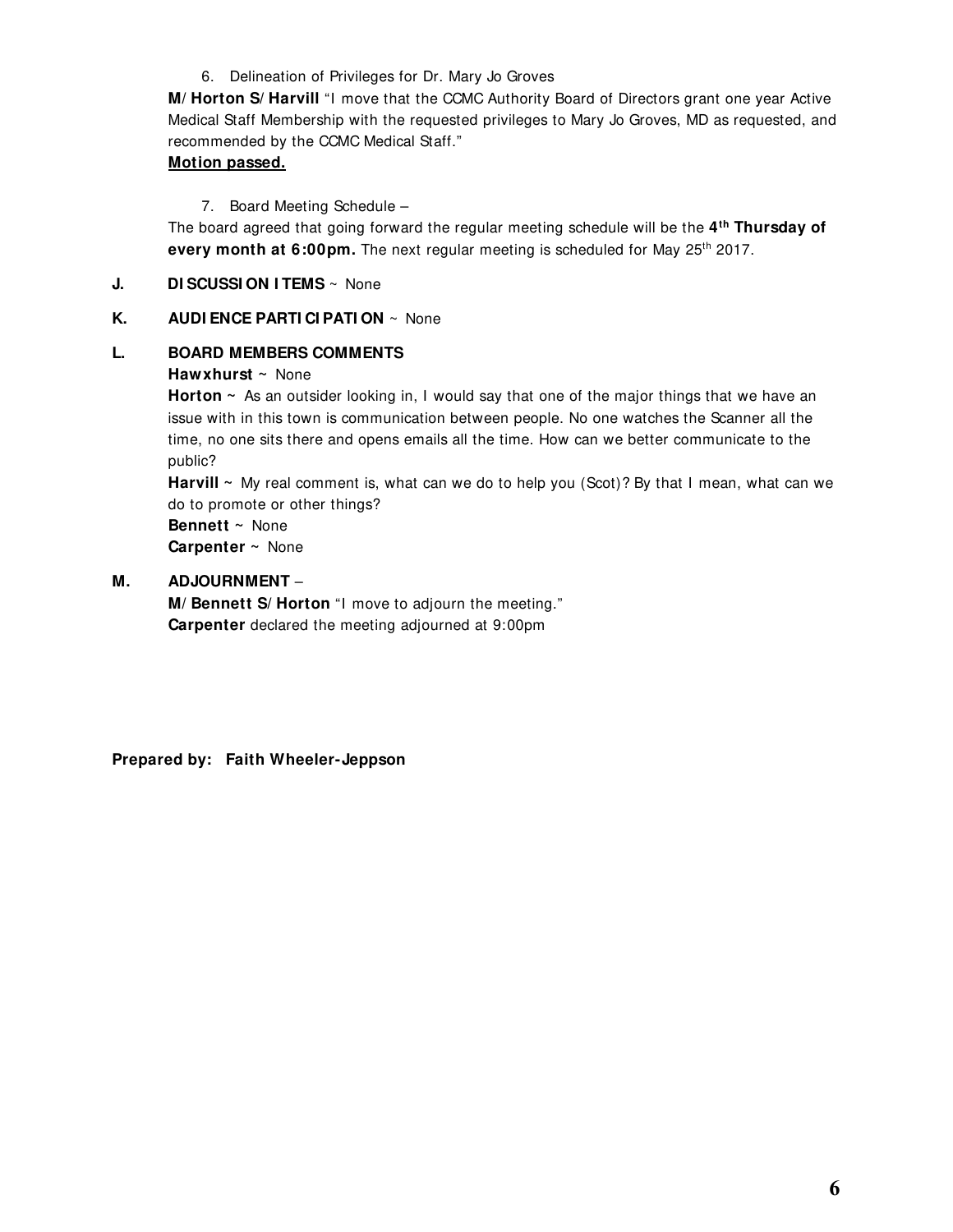6. Delineation of Privileges for Dr. Mary Jo Groves

**M/ Horton S/ Harvill** "I move that the CCMC Authority Board of Directors grant one year Active Medical Staff Membership with the requested privileges to Mary Jo Groves, MD as requested, and recommended by the CCMC Medical Staff."

**Motion passed.**

7. Board Meeting Schedule –

The board agreed that going forward the regular meeting schedule will be the **4th Thursday of every month at 6:00pm.** The next regular meeting is scheduled for May 25th 2017.

**J. DISCUSSION ITEMS** ~ None

**K. AUDIENCE PARTICIPATION** ~ None

**L. BOARD MEMBERS COMMENTS**

**Hawxhurst** ~ None

**Horton** ~ As an outsider looking in, I would say that one of the major things that we have an issue with in this town is communication between people. No one watches the Scanner all the time, no one sits there and opens emails all the time. How can we better communicate to the public?

**Harvill** ~ My real comment is, what can we do to help you (Scot)? By that I mean, what can we do to promote or other things?

**Bennett** ~ None

**Carpenter** ~ None

**M. ADJOURNMENT** –

**M/ Bennett S/ Horton** "I move to adjourn the meeting."

**Carpenter** declared the meeting adjourned at 9:00pm

**Prepared by: Faith Wheeler-Jeppson**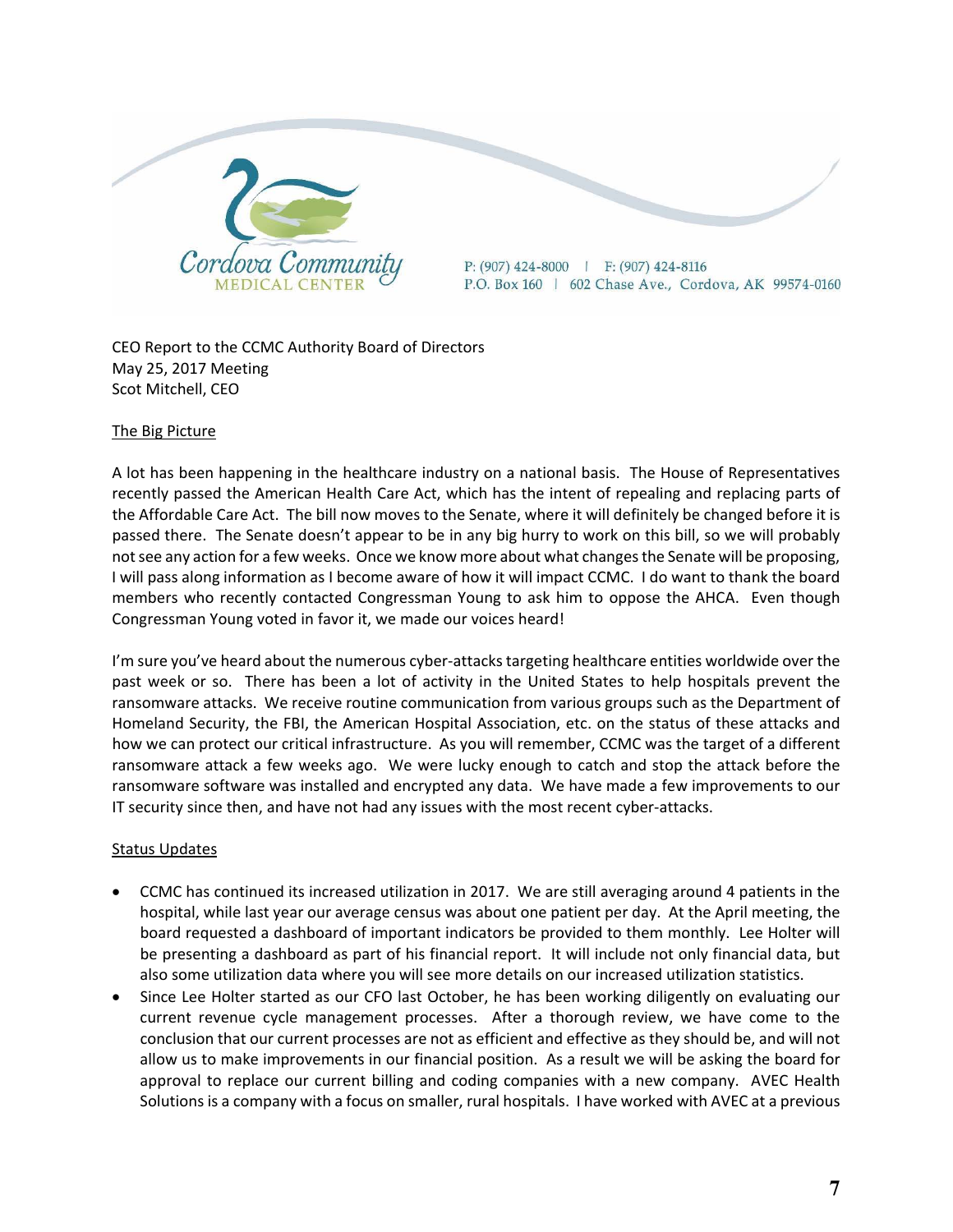Cordova Community MEDICAL CENTER

P: (907) 424-8000 | F: (907) 424-8116
P.O. Box 160 | 602 Chase Ave., Cordova, AK 99574-0160

CEO Report to the CCMC Authority Board of Directors
May 25, 2017 Meeting
Scot Mitchell, CEO

## The Big Picture

A lot has been happening in the healthcare industry on a national basis. The House of Representatives recently passed the American Health Care Act, which has the intent of repealing and replacing parts of the Affordable Care Act. The bill now moves to the Senate, where it will definitely be changed before it is passed there. The Senate doesn't appear to be in any big hurry to work on this bill, so we will probably not see any action for a few weeks. Once we know more about what changes the Senate will be proposing, I will pass along information as I become aware of how it will impact CCMC. I do want to thank the board members who recently contacted Congressman Young to ask him to oppose the AHCA. Even though Congressman Young voted in favor it, we made our voices heard!

I'm sure you've heard about the numerous cyber-attacks targeting healthcare entities worldwide over the past week or so. There has been a lot of activity in the United States to help hospitals prevent the ransomware attacks. We receive routine communication from various groups such as the Department of Homeland Security, the FBI, the American Hospital Association, etc. on the status of these attacks and how we can protect our critical infrastructure. As you will remember, CCMC was the target of a different ransomware attack a few weeks ago. We were lucky enough to catch and stop the attack before the ransomware software was installed and encrypted any data. We have made a few improvements to our IT security since then, and have not had any issues with the most recent cyber-attacks.

## Status Updates

- CCMC has continued its increased utilization in 2017. We are still averaging around 4 patients in the hospital, while last year our average census was about one patient per day. At the April meeting, the board requested a dashboard of important indicators be provided to them monthly. Lee Holter will be presenting a dashboard as part of his financial report. It will include not only financial data, but also some utilization data where you will see more details on our increased utilization statistics.
- Since Lee Holter started as our CFO last October, he has been working diligently on evaluating our current revenue cycle management processes. After a thorough review, we have come to the conclusion that our current processes are not as efficient and effective as they should be, and will not allow us to make improvements in our financial position. As a result we will be asking the board for approval to replace our current billing and coding companies with a new company. AVEC Health Solutions is a company with a focus on smaller, rural hospitals. I have worked with AVEC at a previous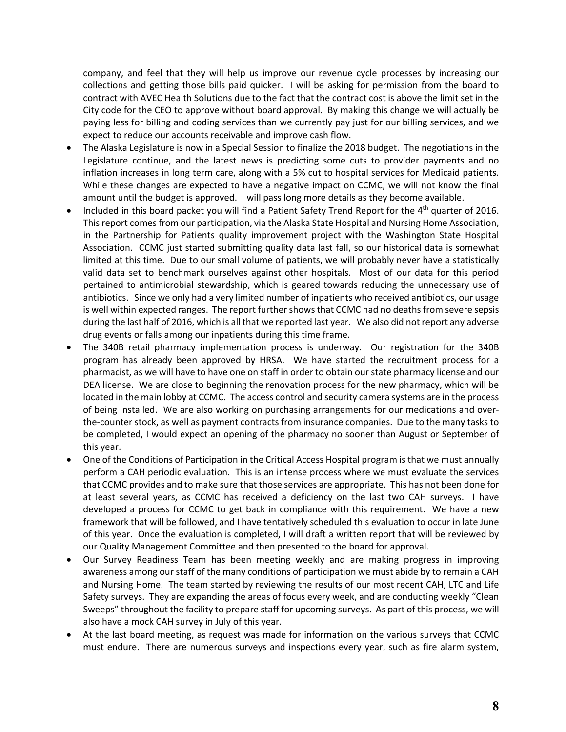company, and feel that they will help us improve our revenue cycle processes by increasing our collections and getting those bills paid quicker. I will be asking for permission from the board to contract with AVEC Health Solutions due to the fact that the contract cost is above the limit set in the City code for the CEO to approve without board approval. By making this change we will actually be paying less for billing and coding services than we currently pay just for our billing services, and we expect to reduce our accounts receivable and improve cash flow.

- The Alaska Legislature is now in a Special Session to finalize the 2018 budget. The negotiations in the Legislature continue, and the latest news is predicting some cuts to provider payments and no inflation increases in long term care, along with a 5% cut to hospital services for Medicaid patients. While these changes are expected to have a negative impact on CCMC, we will not know the final amount until the budget is approved. I will pass long more details as they become available.
- Included in this board packet you will find a Patient Safety Trend Report for the 4th quarter of 2016. This report comes from our participation, via the Alaska State Hospital and Nursing Home Association, in the Partnership for Patients quality improvement project with the Washington State Hospital Association. CCMC just started submitting quality data last fall, so our historical data is somewhat limited at this time. Due to our small volume of patients, we will probably never have a statistically valid data set to benchmark ourselves against other hospitals. Most of our data for this period pertained to antimicrobial stewardship, which is geared towards reducing the unnecessary use of antibiotics. Since we only had a very limited number of inpatients who received antibiotics, our usage is well within expected ranges. The report further shows that CCMC had no deaths from severe sepsis during the last half of 2016, which is all that we reported last year. We also did not report any adverse drug events or falls among our inpatients during this time frame.
- The 340B retail pharmacy implementation process is underway. Our registration for the 340B program has already been approved by HRSA. We have started the recruitment process for a pharmacist, as we will have to have one on staff in order to obtain our state pharmacy license and our DEA license. We are close to beginning the renovation process for the new pharmacy, which will be located in the main lobby at CCMC. The access control and security camera systems are in the process of being installed. We are also working on purchasing arrangements for our medications and over-the-counter stock, as well as payment contracts from insurance companies. Due to the many tasks to be completed, I would expect an opening of the pharmacy no sooner than August or September of this year.
- One of the Conditions of Participation in the Critical Access Hospital program is that we must annually perform a CAH periodic evaluation. This is an intense process where we must evaluate the services that CCMC provides and to make sure that those services are appropriate. This has not been done for at least several years, as CCMC has received a deficiency on the last two CAH surveys. I have developed a process for CCMC to get back in compliance with this requirement. We have a new framework that will be followed, and I have tentatively scheduled this evaluation to occur in late June of this year. Once the evaluation is completed, I will draft a written report that will be reviewed by our Quality Management Committee and then presented to the board for approval.
- Our Survey Readiness Team has been meeting weekly and are making progress in improving awareness among our staff of the many conditions of participation we must abide by to remain a CAH and Nursing Home. The team started by reviewing the results of our most recent CAH, LTC and Life Safety surveys. They are expanding the areas of focus every week, and are conducting weekly "Clean Sweeps" throughout the facility to prepare staff for upcoming surveys. As part of this process, we will also have a mock CAH survey in July of this year.
- At the last board meeting, as request was made for information on the various surveys that CCMC must endure. There are numerous surveys and inspections every year, such as fire alarm system,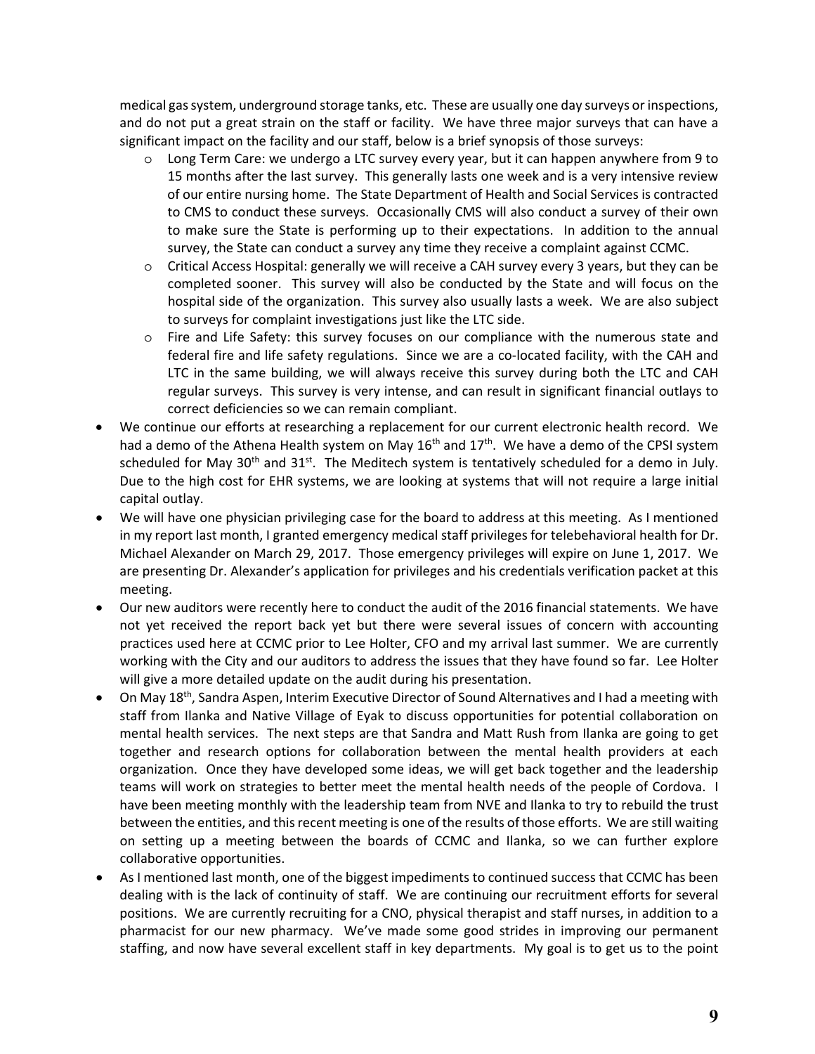medical gas system, underground storage tanks, etc. These are usually one day surveys or inspections, and do not put a great strain on the staff or facility. We have three major surveys that can have a significant impact on the facility and our staff, below is a brief synopsis of those surveys:

  - Long Term Care: we undergo a LTC survey every year, but it can happen anywhere from 9 to 15 months after the last survey. This generally lasts one week and is a very intensive review of our entire nursing home. The State Department of Health and Social Services is contracted to CMS to conduct these surveys. Occasionally CMS will also conduct a survey of their own to make sure the State is performing up to their expectations. In addition to the annual survey, the State can conduct a survey any time they receive a complaint against CCMC.
  - Critical Access Hospital: generally we will receive a CAH survey every 3 years, but they can be completed sooner. This survey will also be conducted by the State and will focus on the hospital side of the organization. This survey also usually lasts a week. We are also subject to surveys for complaint investigations just like the LTC side.
  - Fire and Life Safety: this survey focuses on our compliance with the numerous state and federal fire and life safety regulations. Since we are a co-located facility, with the CAH and LTC in the same building, we will always receive this survey during both the LTC and CAH regular surveys. This survey is very intense, and can result in significant financial outlays to correct deficiencies so we can remain compliant.

- We continue our efforts at researching a replacement for our current electronic health record. We had a demo of the Athena Health system on May 16th and 17th. We have a demo of the CPSI system scheduled for May 30th and 31st. The Meditech system is tentatively scheduled for a demo in July. Due to the high cost for EHR systems, we are looking at systems that will not require a large initial capital outlay.
- We will have one physician privileging case for the board to address at this meeting. As I mentioned in my report last month, I granted emergency medical staff privileges for telebehavioral health for Dr. Michael Alexander on March 29, 2017. Those emergency privileges will expire on June 1, 2017. We are presenting Dr. Alexander's application for privileges and his credentials verification packet at this meeting.
- Our new auditors were recently here to conduct the audit of the 2016 financial statements. We have not yet received the report back yet but there were several issues of concern with accounting practices used here at CCMC prior to Lee Holter, CFO and my arrival last summer. We are currently working with the City and our auditors to address the issues that they have found so far. Lee Holter will give a more detailed update on the audit during his presentation.
- On May 18th, Sandra Aspen, Interim Executive Director of Sound Alternatives and I had a meeting with staff from Ilanka and Native Village of Eyak to discuss opportunities for potential collaboration on mental health services. The next steps are that Sandra and Matt Rush from Ilanka are going to get together and research options for collaboration between the mental health providers at each organization. Once they have developed some ideas, we will get back together and the leadership teams will work on strategies to better meet the mental health needs of the people of Cordova. I have been meeting monthly with the leadership team from NVE and Ilanka to try to rebuild the trust between the entities, and this recent meeting is one of the results of those efforts. We are still waiting on setting up a meeting between the boards of CCMC and Ilanka, so we can further explore collaborative opportunities.
- As I mentioned last month, one of the biggest impediments to continued success that CCMC has been dealing with is the lack of continuity of staff. We are continuing our recruitment efforts for several positions. We are currently recruiting for a CNO, physical therapist and staff nurses, in addition to a pharmacist for our new pharmacy. We've made some good strides in improving our permanent staffing, and now have several excellent staff in key departments. My goal is to get us to the point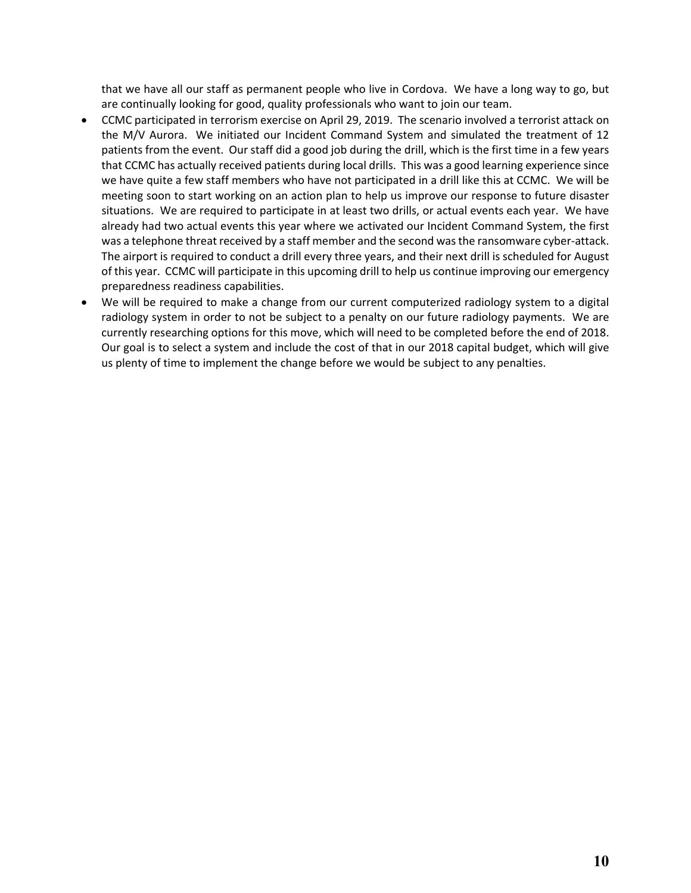that we have all our staff as permanent people who live in Cordova. We have a long way to go, but are continually looking for good, quality professionals who want to join our team.

- CCMC participated in terrorism exercise on April 29, 2019. The scenario involved a terrorist attack on the M/V Aurora. We initiated our Incident Command System and simulated the treatment of 12 patients from the event. Our staff did a good job during the drill, which is the first time in a few years that CCMC has actually received patients during local drills. This was a good learning experience since we have quite a few staff members who have not participated in a drill like this at CCMC. We will be meeting soon to start working on an action plan to help us improve our response to future disaster situations. We are required to participate in at least two drills, or actual events each year. We have already had two actual events this year where we activated our Incident Command System, the first was a telephone threat received by a staff member and the second was the ransomware cyber-attack. The airport is required to conduct a drill every three years, and their next drill is scheduled for August of this year. CCMC will participate in this upcoming drill to help us continue improving our emergency preparedness readiness capabilities.
- We will be required to make a change from our current computerized radiology system to a digital radiology system in order to not be subject to a penalty on our future radiology payments. We are currently researching options for this move, which will need to be completed before the end of 2018. Our goal is to select a system and include the cost of that in our 2018 capital budget, which will give us plenty of time to implement the change before we would be subject to any penalties.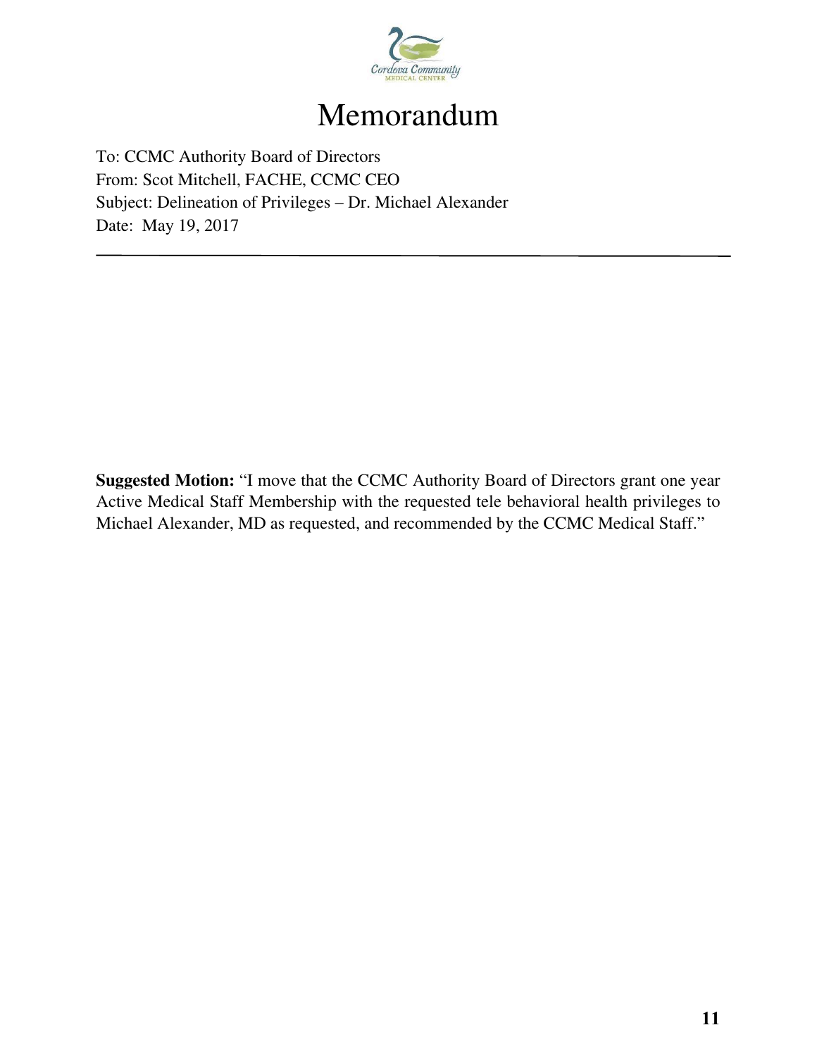# Memorandum

To: CCMC Authority Board of Directors
From: Scot Mitchell, FACHE, CCMC CEO
Subject: Delineation of Privileges – Dr. Michael Alexander
Date: May 19, 2017

---

**Suggested Motion:** "I move that the CCMC Authority Board of Directors grant one year Active Medical Staff Membership with the requested tele behavioral health privileges to Michael Alexander, MD as requested, and recommended by the CCMC Medical Staff."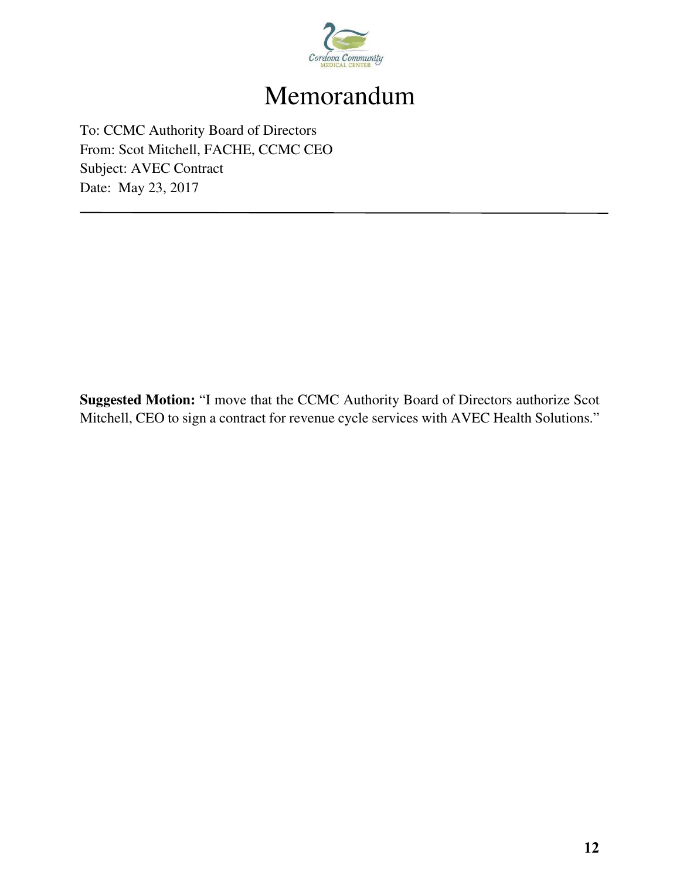# Memorandum

To: CCMC Authority Board of Directors
From: Scot Mitchell, FACHE, CCMC CEO
Subject: AVEC Contract
Date: May 23, 2017

---

**Suggested Motion:** "I move that the CCMC Authority Board of Directors authorize Scot Mitchell, CEO to sign a contract for revenue cycle services with AVEC Health Solutions."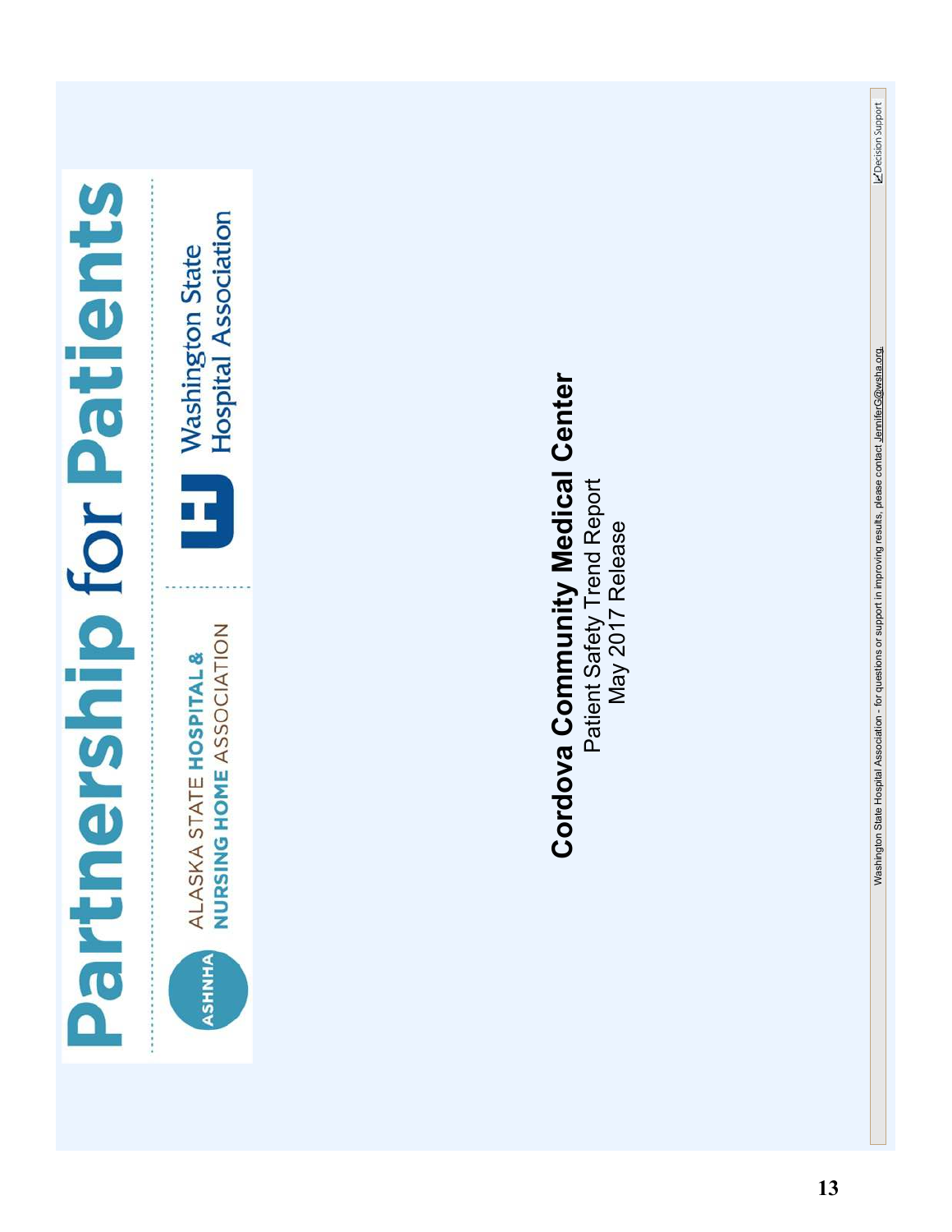# Partnership for Patients

ALASKA STATE HOSPITAL & NURSING HOME ASSOCIATION

Washington State Hospital Association

## Cordova Community Medical Center

Patient Safety Trend Report
May 2017 Release

Washington State Hospital Association - for questions or support in improving results, please contact JenniferG@wsha.org.

Decision Support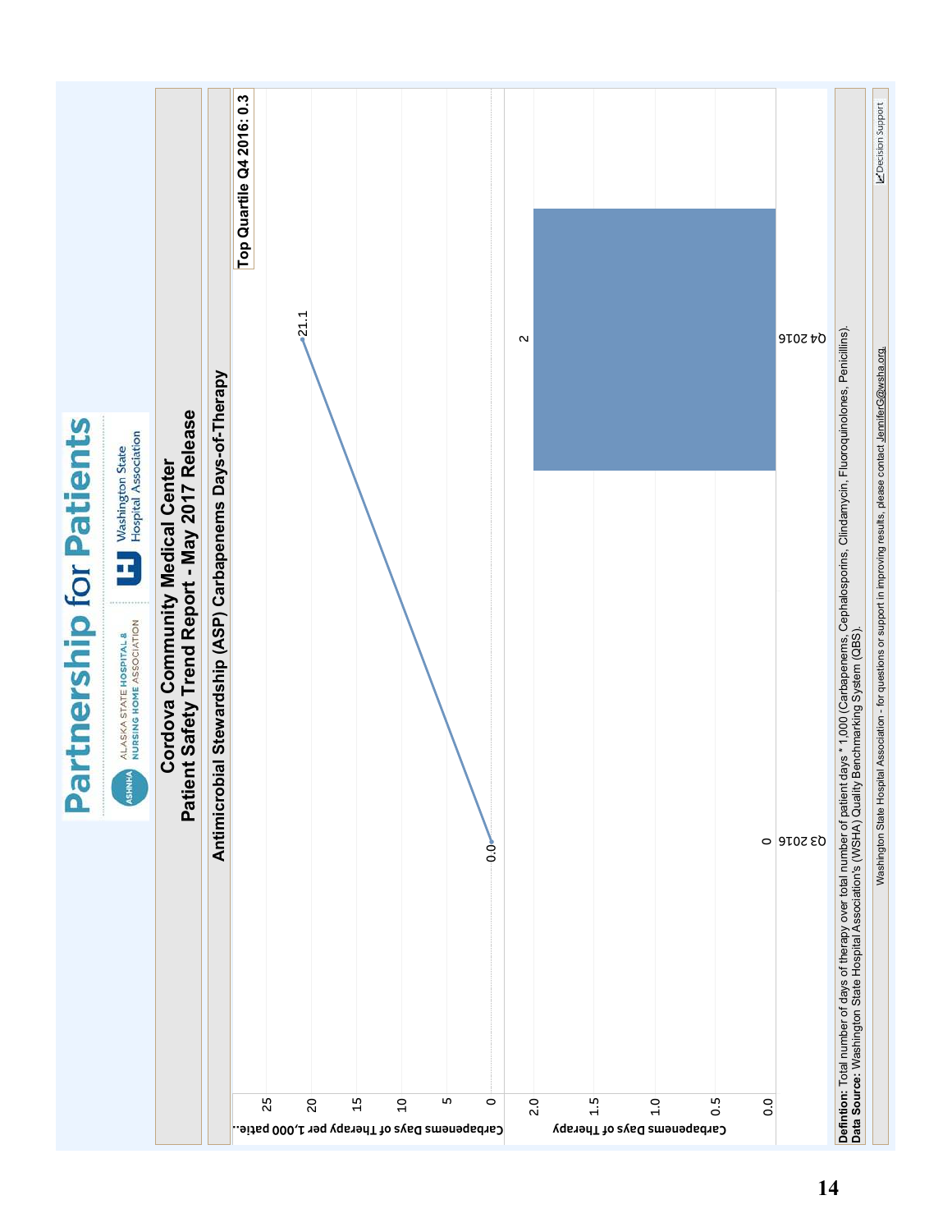# Partnership for Patients

ALASKA STATE HOSPITAL & NURSING HOME ASSOCIATION

Washington State Hospital Association

## Cordova Community Medical Center
## Patient Safety Trend Report - May 2017 Release

### Antimicrobial Stewardship (ASP) Carbapenems Days-of-Therapy

Top Quartile Q4 2016: 0.3

Carbapenems Days of Therapy per 1,000 patie..

25
20
15
10
5
0

0.0
21.1

Carbapenems Days of Therapy

2.0
1.5
1.0
0.5
0.0

0
2

Q3 2016
Q4 2016

**Defintion:** Total number of days of therapy over total number of patient days * 1,000 (Carbapenems, Cephalosporins, Clindamycin, Fluoroquinolones, Penicillins).
**Data Source:** Washington State Hospital Association's (WSHA) Quality Benchmarking System (QBS).

Washington State Hospital Association - for questions or support in improving results, please contact JenniferG@wsha.org.

Decision Support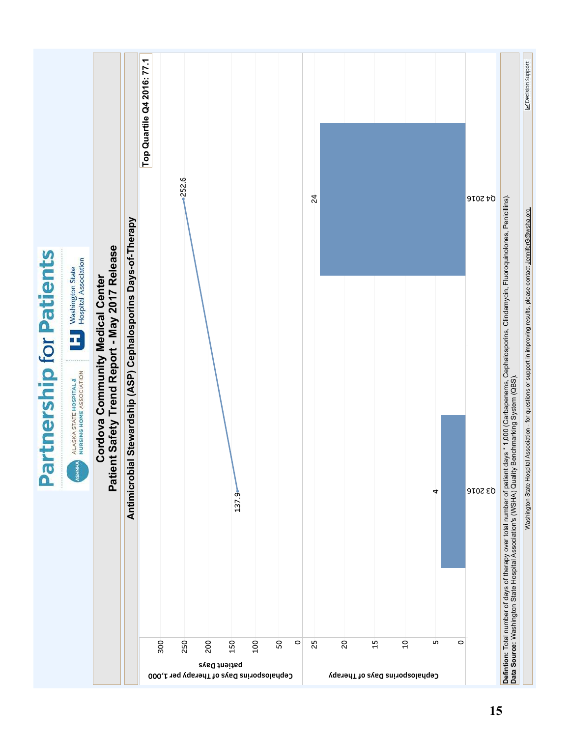Partnership for Patients

ALASKA STATE HOSPITAL & NURSING HOME ASSOCIATION

Washington State Hospital Association

# Cordova Community Medical Center
# Patient Safety Trend Report - May 2017 Release

## Antimicrobial Stewardship (ASP) Cephalosporins Days-of-Therapy

Top Quartile Q4 2016: 77.1

Cephalosporins Days of Therapy per 1,000 patient Days

300
250
200
150
100
50
0

137.9
252.6

Cephalosporins Days of Therapy

25
20
15
10
5
0

4
24

Q3 2016
Q4 2016

**Defintion:** Total number of days of therapy over total number of patient days * 1,000 (Carbapenems, Cephalosporins, Clindamycin, Fluoroquinolones, Penicillins).
**Data Source:** Washington State Hospital Association's (WSHA) Quality Benchmarking System (QBS).

Washington State Hospital Association - for questions or support in improving results, please contact JenniferG@wsha.org.

Decision Support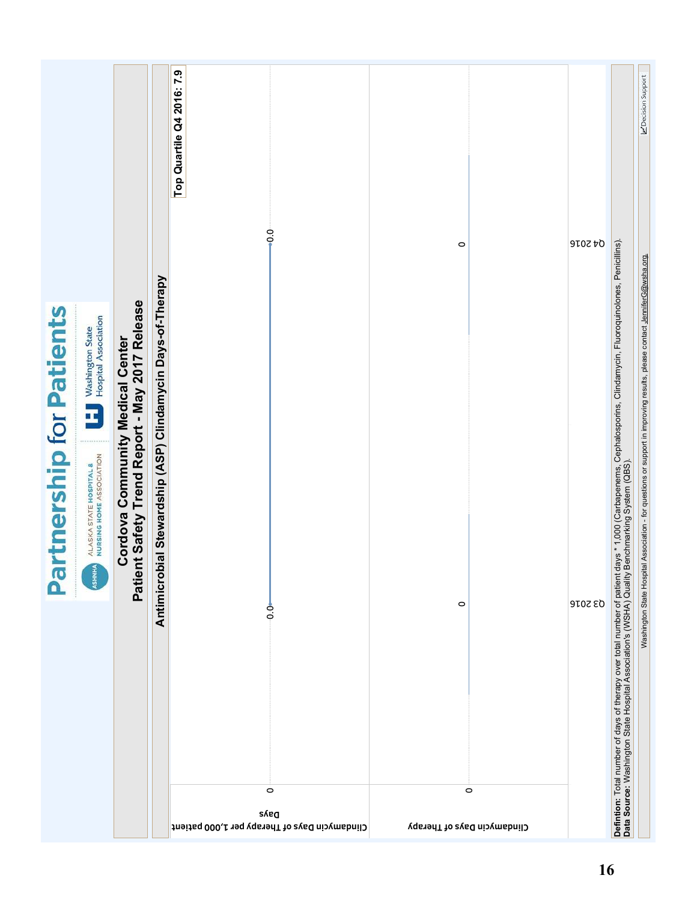# Partnership for Patients

ASHNHA ALASKA STATE HOSPITAL & NURSING HOME ASSOCIATION

Washington State Hospital Association

## Cordova Community Medical Center
## Patient Safety Trend Report - May 2017 Release

### Antimicrobial Stewardship (ASP) Clindamycin Days-of-Therapy

Top Quartile Q4 2016: 7.9

Clindamycin Days of Therapy per 1,000 patient Days

0

0.0

0.0

Clindamycin Days of Therapy

0

0

0

Q3 2016

Q4 2016

**Defintion:** Total number of days of therapy over total number of patient days * 1,000 (Carbapenems, Cephalosporins, Clindamycin, Fluoroquinolones, Penicillins).
**Data Source:** Washington State Hospital Association's (WSHA) Quality Benchmarking System (QBS).

Washington State Hospital Association - for questions or support in improving results, please contact JenniferG@wsha.org.

Decision Support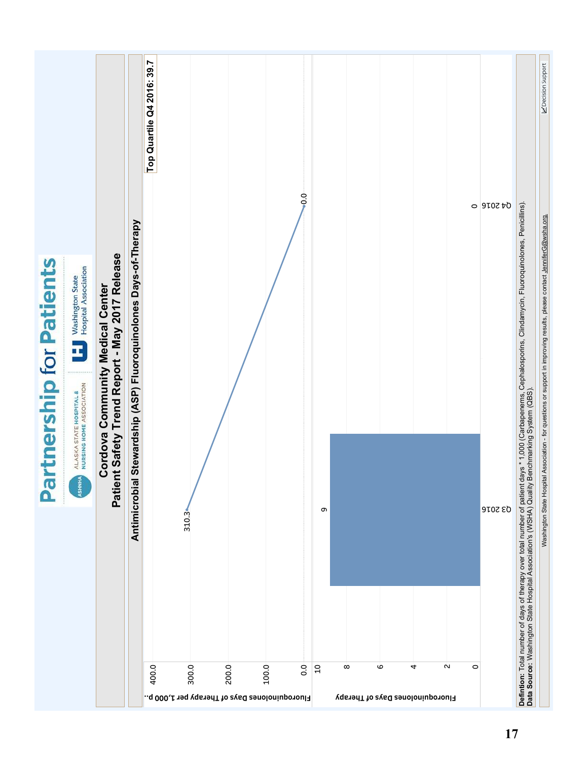Partnership for Patients

ALASKA STATE HOSPITAL & NURSING HOME ASSOCIATION

Washington State Hospital Association

# Cordova Community Medical Center
# Patient Safety Trend Report - May 2017 Release

## Antimicrobial Stewardship (ASP) Fluoroquinolones Days-of-Therapy

Top Quartile Q4 2016: 39.7

Fluoroquinolones Days of Therapy per 1,000 p..

400.0
300.0
200.0
100.0
0.0

310.3
0.0

Fluoroquinolones Days of Therapy

10
8
6
4
2
0

9
0

Q3 2016
Q4 2016

**Defintion:** Total number of days of therapy over total number of patient days * 1,000 (Carbapenems, Cephalosporins, Clindamycin, Fluoroquinolones, Penicillins).
**Data Source:** Washington State Hospital Association's (WSHA) Quality Benchmarking System (QBS).

Washington State Hospital Association - for questions or support in improving results, please contact JenniferG@wsha.org.

Decision Support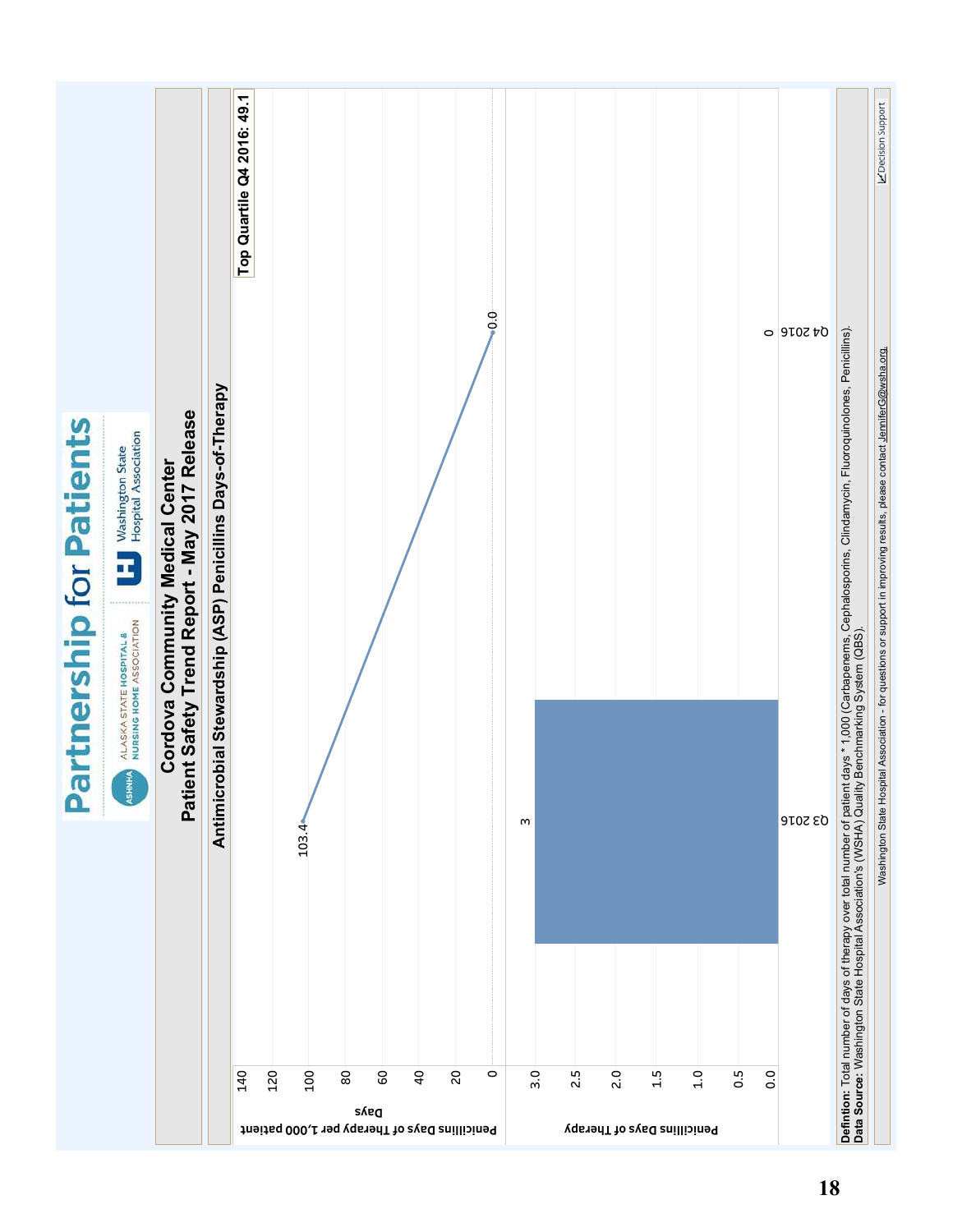# Partnership for Patients

ALASKA STATE HOSPITAL & NURSING HOME ASSOCIATION

Washington State Hospital Association

## Cordova Community Medical Center
## Patient Safety Trend Report - May 2017 Release

### Antimicrobial Stewardship (ASP) Penicillins Days-of-Therapy

Top Quartile Q4 2016: 49.1

Penicillins Days of Therapy per 1,000 patient Days

140
120
100
80
60
40
20
0

103.4
0.0

Penicillins Days of Therapy

3.0
2.5
2.0
1.5
1.0
0.5
0.0

3
0

Q3 2016
Q4 2016

**Defintion:** Total number of days of therapy over total number of patient days * 1,000 (Carbapenems, Cephalosporins, Clindamycin, Fluoroquinolones, Penicillins).
**Data Source:** Washington State Hospital Association's (WSHA) Quality Benchmarking System (QBS).

Washington State Hospital Association - for questions or support in improving results, please contact JenniferG@wsha.org.

Decision Support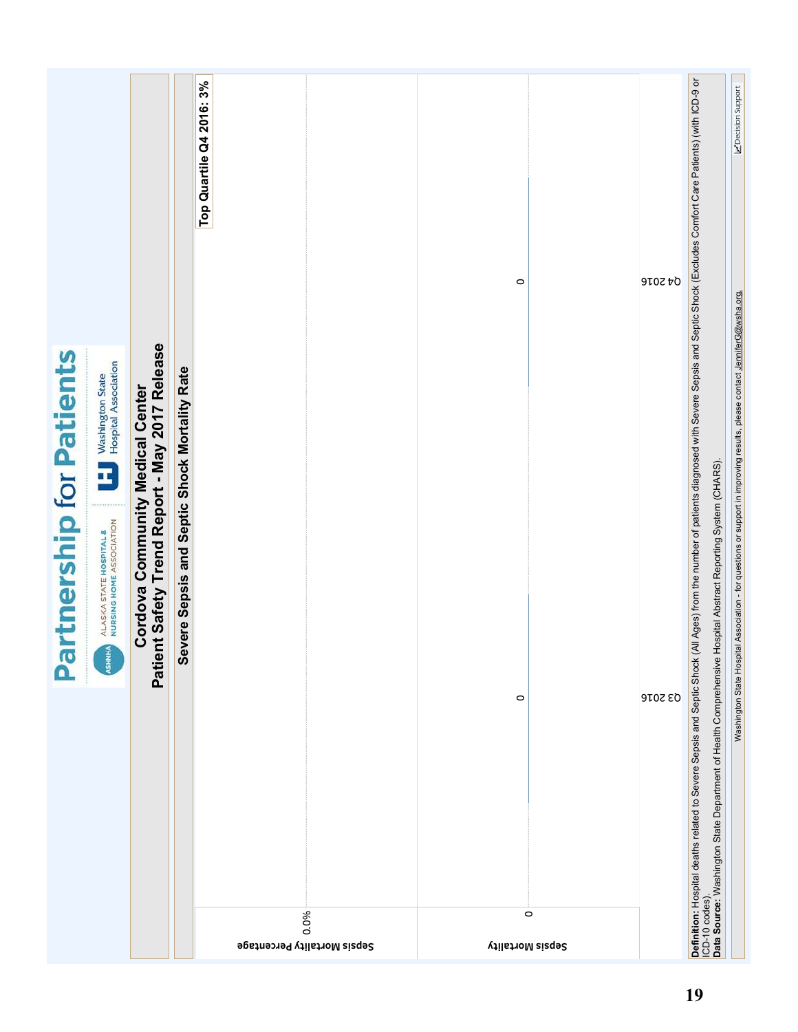# Partnership for Patients

ALASKA STATE HOSPITAL & NURSING HOME ASSOCIATION | Washington State Hospital Association

## Cordova Community Medical Center
## Patient Safety Trend Report - May 2017 Release

### Severe Sepsis and Septic Shock Mortality Rate

**Top Quartile Q4 2016: 3%**

| | Q3 2016 | Q4 2016 |
|---|---|---|
| Sepsis Mortality Percentage | | |
| Sepsis Mortality | 0 | 0 |

Sepsis Mortality Percentage axis: 0.0%
Sepsis Mortality axis: 0

**Definition:** Hospital deaths related to Severe Sepsis and Septic Shock (All Ages) from the number of patients diagnosed with Severe Sepsis and Septic Shock (Excludes Comfort Care Patients) (with ICD-9 or ICD-10 codes).
**Data Source:** Washington State Department of Health Comprehensive Hospital Abstract Reporting System (CHARS).

Washington State Hospital Association - for questions or support in improving results, please contact JenniferG@wsha.org.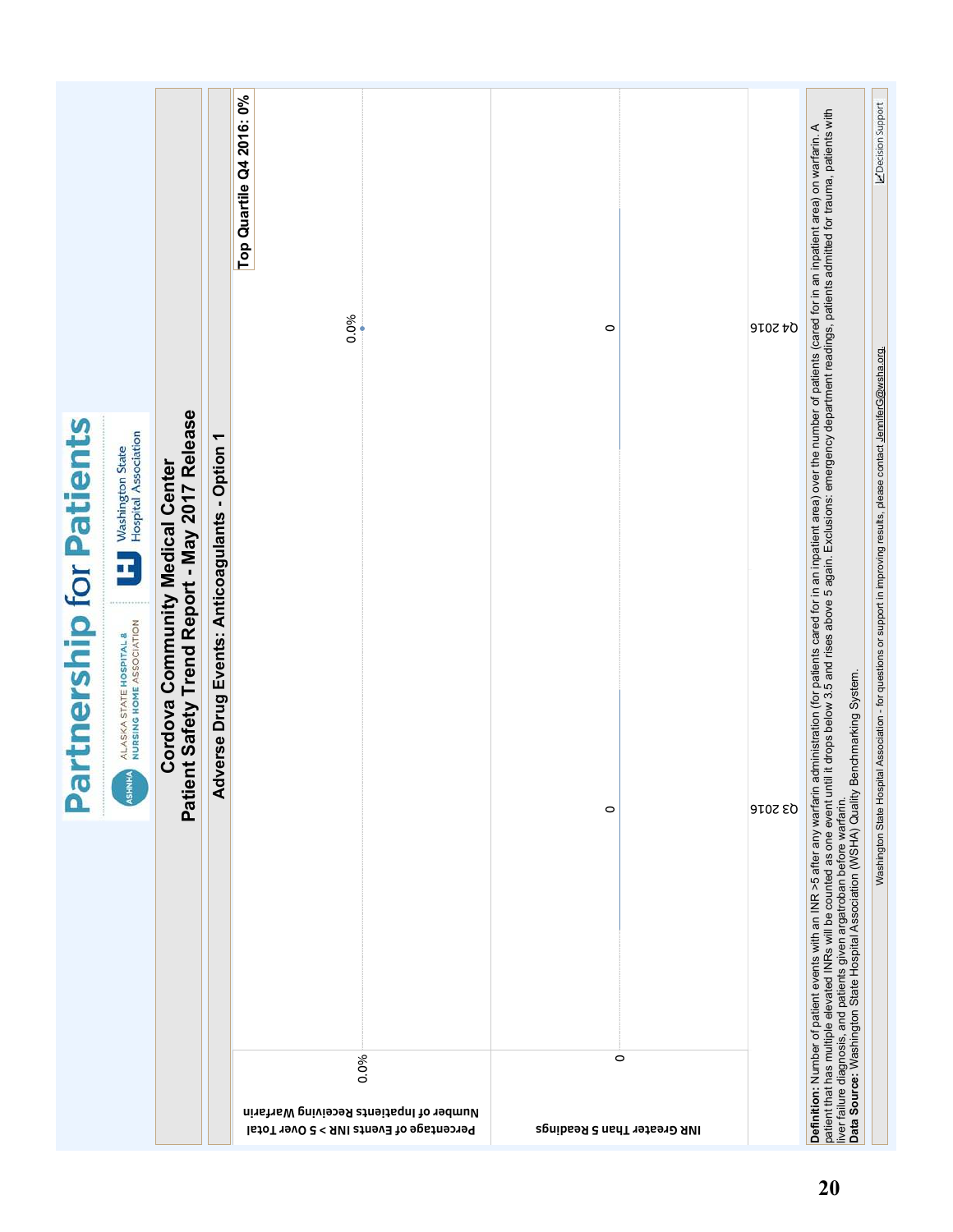# Partnership for Patients

ALASKA STATE HOSPITAL & NURSING HOME ASSOCIATION

Washington State Hospital Association

## Cordova Community Medical Center
## Patient Safety Trend Report - May 2017 Release

### Adverse Drug Events: Anticoagulants - Option 1

Top Quartile Q4 2016: 0%

Percentage of Events INR > 5 Over Total Number of Inpatients Receiving Warfarin

0.0%

0.0%

INR Greater Than 5 Readings

0

0

0

Q3 2016

Q4 2016

**Definition:** Number of patient events with an INR >5 after any warfarin administration (for patients cared for in an inpatient area) over the number of patients (cared for in an inpatient area) on warfarin. A patient that has multiple elevated INRs will be counted as one event until it drops below 3.5 and rises above 5 again. Exclusions: emergency department readings, patients admitted for trauma, patients with liver failure diagnosis, and patients given argatroban before warfarin.
**Data Source:** Washington State Hospital Association (WSHA) Quality Benchmarking System.

Washington State Hospital Association - for questions or support in improving results, please contact JenniferG@wsha.org.

Decision Support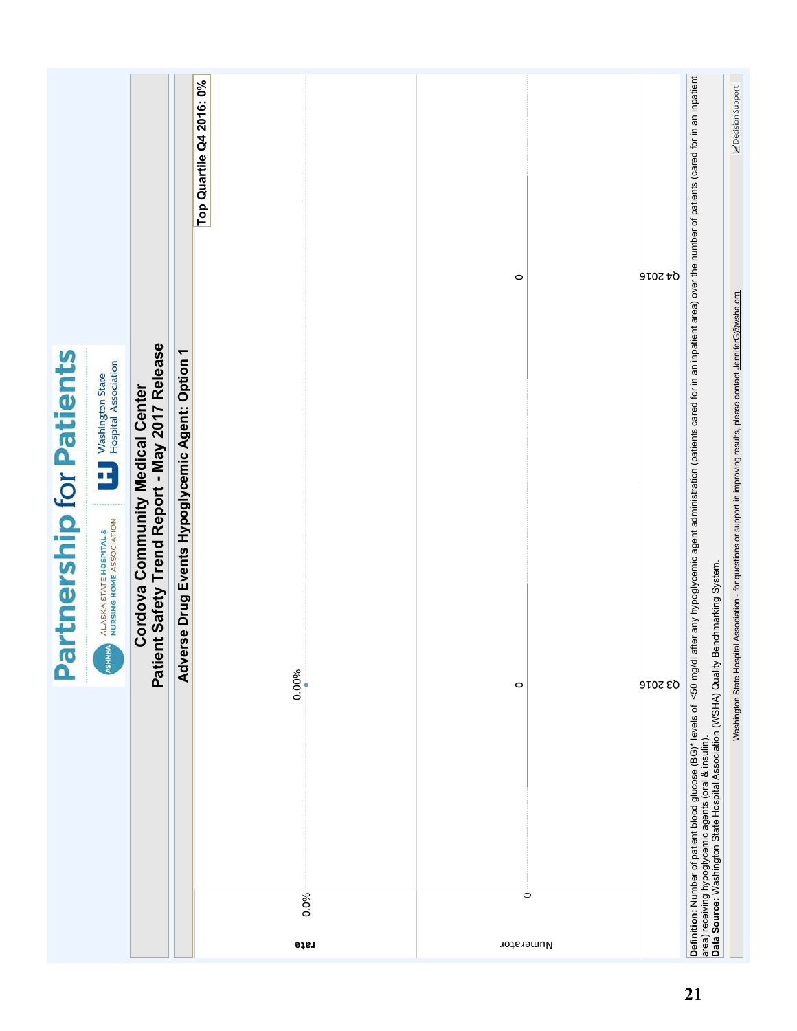# Partnership for Patients

ALASKA STATE HOSPITAL & NURSING HOME ASSOCIATION

Washington State Hospital Association

## Cordova Community Medical Center
## Patient Safety Trend Report - May 2017 Release

### Adverse Drug Events Hypoglycemic Agent: Option 1

Top Quartile Q4 2016: 0%

rate

0.0%

0.00%

Numerator

0

0

0

Q3 2016

Q4 2016

**Definition:** Number of patient blood glucose (BG)* levels of <50 mg/dl after any hypoglycemic agent administration (patients cared for in an inpatient area) over the number of patients (cared for in an inpatient area) receiving hypoglycemic agents (oral & insulin).
**Data Source:** Washington State Hospital Association (WSHA) Quality Benchmarking System.

Washington State Hospital Association - for questions or support in improving results, please contact JenniferG@wsha.org.

Decision Support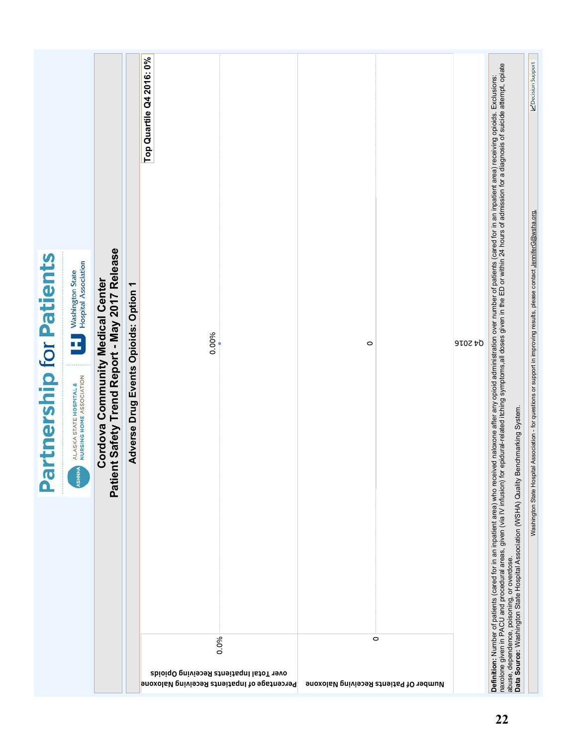# Partnership for Patients

ASHNHA ALASKA STATE HOSPITAL & NURSING HOME ASSOCIATION

Washington State Hospital Association

## Cordova Community Medical Center
## Patient Safety Trend Report - May 2017 Release

### Adverse Drug Events Opioids: Option 1

Top Quartile Q4 2016: 0%

Percentage of Inpatients Receiving Naloxone over Total Inpatients Receiving Opioids

0.0%

0.00%

Number Of Patients Receiving Naloxone

0

0

Q4 2016

**Definition:** Number of patients (cared for in an inpatient area) who received naloxone after any opioid administration over number of patients (cared for in an inpatient area) receiving opioids. Exclusions: naxolone given in PACU and procedural areas, given (via IV infusion) for epidural-related itching symptoms,all doses given in the ED or within 24 hours of admission for a diagnosis of suicide attempt, opiate abuse, dependence, poisoning, or overdose.
**Data Source:** Washington State Hospital Association (WSHA) Quality Benchmarking System.

Washington State Hospital Association - for questions or support in improving results, please contact JenniferG@wsha.org.

Decision Support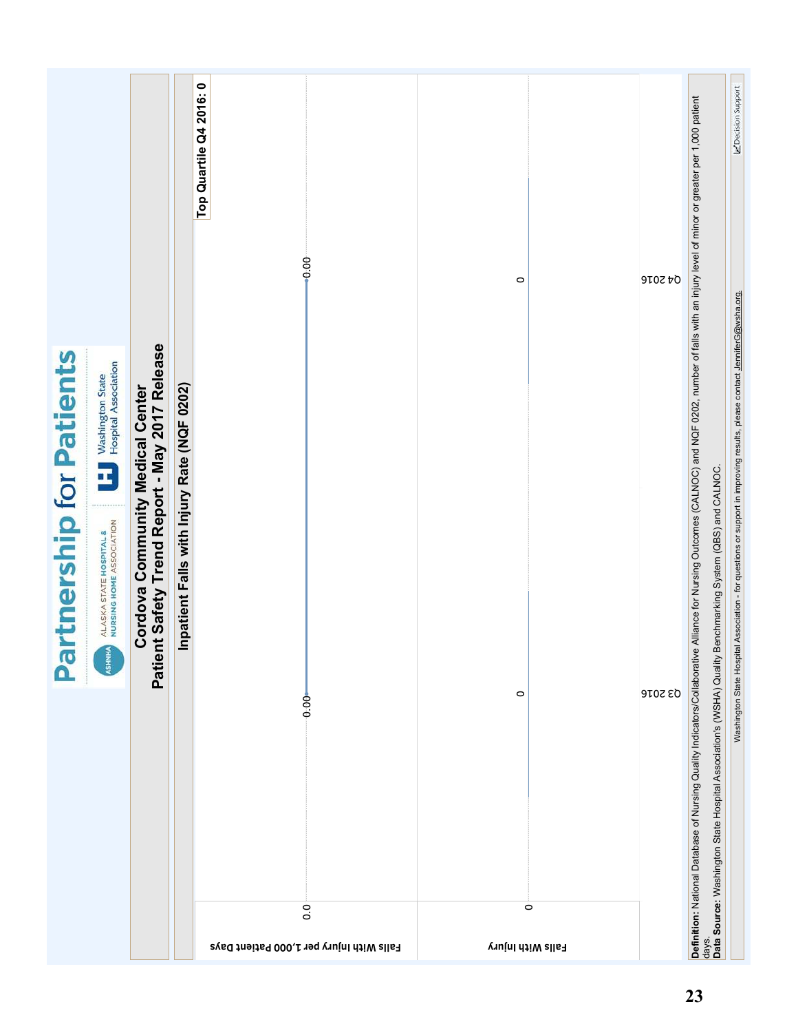# Partnership for Patients

ALASKA STATE HOSPITAL & NURSING HOME ASSOCIATION | Washington State Hospital Association

## Cordova Community Medical Center
## Patient Safety Trend Report - May 2017 Release

### Inpatient Falls with Injury Rate (NQF 0202)

**Top Quartile Q4 2016: 0**

| | Q3 2016 | Q4 2016 |
|---|---|---|
| Falls With Injury per 1,000 Patient Days | 0.00 | 0.00 |
| Falls With Injury | 0 | 0 |

**Definition:** National Database of Nursing Quality Indicators/Collaborative Alliance for Nursing Outcomes (CALNOC) and NQF 0202, number of falls with an injury level of minor or greater per 1,000 patient days.
**Data Source:** Washington State Hospital Association's (WSHA) Quality Benchmarking System (QBS) and CALNOC.

Washington State Hospital Association - for questions or support in improving results, please contact JenniferG@wsha.org.

Decision Support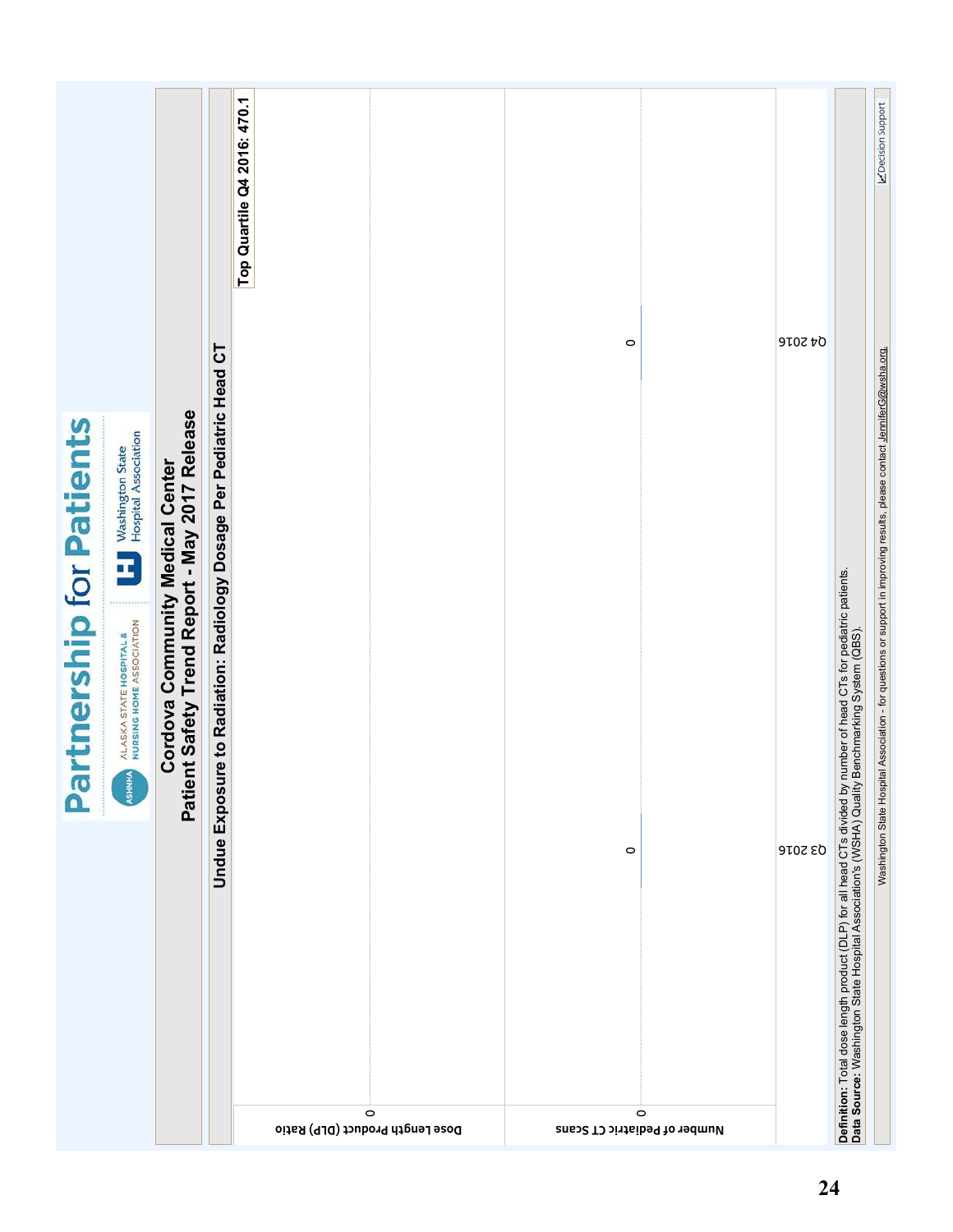# Partnership for Patients

ALASKA STATE HOSPITAL & NURSING HOME ASSOCIATION

Washington State Hospital Association

## Cordova Community Medical Center
## Patient Safety Trend Report - May 2017 Release

### Undue Exposure to Radiation: Radiology Dosage Per Pediatric Head CT

Top Quartile Q4 2016: 470.1

Dose Length Product (DLP) Ratio

0

Number of Pediatric CT Scans

0

0

0

Q3 2016

Q4 2016

**Definition:** Total dose length product (DLP) for all head CTs divided by number of head CTs for pediatric patients.
**Data Source:** Washington State Hospital Association's (WSHA) Quality Benchmarking System (QBS).

Washington State Hospital Association - for questions or support in improving results, please contact JenniferG@wsha.org.

Decision Support